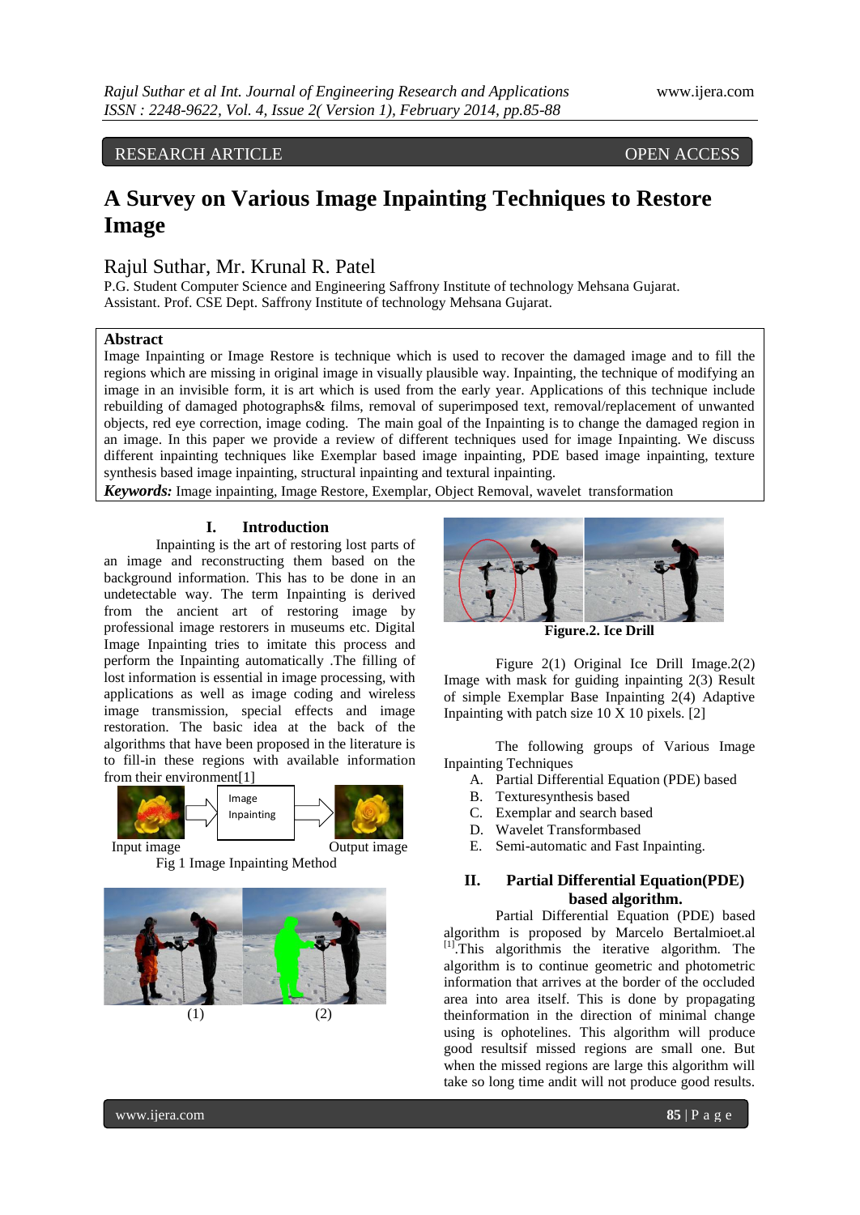RESEARCH ARTICLE OPEN ACCESS

# A Survey on Various Image Inpainting Techniques to Restore Image

## Rajul Suthar, Mr. Krunal R. Patel

P.G. Student Computer Science and Engineering Saffrony Institute of technology Mehsana Gujarat.
Assistant. Prof. CSE Dept. Saffrony Institute of technology Mehsana Gujarat.

### Abstract

Image Inpainting or Image Restore is technique which is used to recover the damaged image and to fill the regions which are missing in original image in visually plausible way. Inpainting, the technique of modifying an image in an invisible form, it is art which is used from the early year. Applications of this technique include rebuilding of damaged photographs& films, removal of superimposed text, removal/replacement of unwanted objects, red eye correction, image coding. The main goal of the Inpainting is to change the damaged region in an image. In this paper we provide a review of different techniques used for image Inpainting. We discuss different inpainting techniques like Exemplar based image inpainting, PDE based image inpainting, texture synthesis based image inpainting, structural inpainting and textural inpainting.

***Keywords:*** Image inpainting, Image Restore, Exemplar, Object Removal, wavelet transformation

## I. Introduction

Inpainting is the art of restoring lost parts of an image and reconstructing them based on the background information. This has to be done in an undetectable way. The term Inpainting is derived from the ancient art of restoring image by professional image restorers in museums etc. Digital Image Inpainting tries to imitate this process and perform the Inpainting automatically .The filling of lost information is essential in image processing, with applications as well as image coding and wireless image transmission, special effects and image restoration. The basic idea at the back of the algorithms that have been proposed in the literature is to fill-in these regions with available information from their environment[1]

Image Inpainting

Input image Output image

Fig 1 Image Inpainting Method

(1) (2)

**Figure.2. Ice Drill**

Figure 2(1) Original Ice Drill Image.2(2) Image with mask for guiding inpainting 2(3) Result of simple Exemplar Base Inpainting 2(4) Adaptive Inpainting with patch size 10 X 10 pixels. [2]

The following groups of Various Image Inpainting Techniques

A. Partial Differential Equation (PDE) based
B. Texturesynthesis based
C. Exemplar and search based
D. Wavelet Transformbased
E. Semi-automatic and Fast Inpainting.

## II. Partial Differential Equation(PDE) based algorithm.

Partial Differential Equation (PDE) based algorithm is proposed by Marcelo Bertalmioet.al [1].This algorithmis the iterative algorithm. The algorithm is to continue geometric and photometric information that arrives at the border of the occluded area into area itself. This is done by propagating theinformation in the direction of minimal change using is ophotelines. This algorithm will produce good resultsif missed regions are small one. But when the missed regions are large this algorithm will take so long time andit will not produce good results.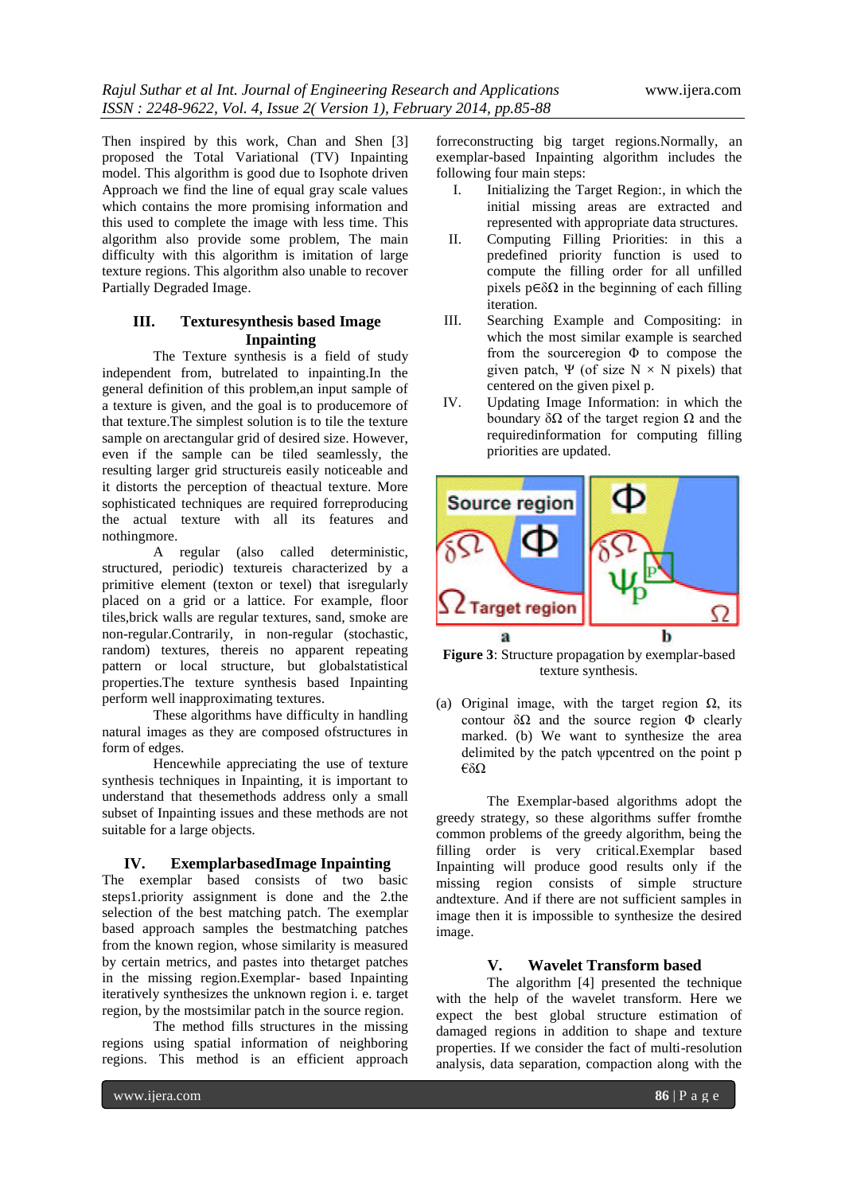Then inspired by this work, Chan and Shen [3] proposed the Total Variational (TV) Inpainting model. This algorithm is good due to Isophote driven Approach we find the line of equal gray scale values which contains the more promising information and this used to complete the image with less time. This algorithm also provide some problem, The main difficulty with this algorithm is imitation of large texture regions. This algorithm also unable to recover Partially Degraded Image.

## III. Texturesynthesis based Image Inpainting

The Texture synthesis is a field of study independent from, butrelated to inpainting.In the general definition of this problem,an input sample of a texture is given, and the goal is to producemore of that texture.The simplest solution is to tile the texture sample on arectangular grid of desired size. However, even if the sample can be tiled seamlessly, the resulting larger grid structureis easily noticeable and it distorts the perception of theactual texture. More sophisticated techniques are required forreproducing the actual texture with all its features and nothingmore.

A regular (also called deterministic, structured, periodic) textureis characterized by a primitive element (texton or texel) that isregularly placed on a grid or a lattice. For example, floor tiles,brick walls are regular textures, sand, smoke are non-regular.Contrarily, in non-regular (stochastic, random) textures, thereis no apparent repeating pattern or local structure, but globalstatistical properties.The texture synthesis based Inpainting perform well inapproximating textures.

These algorithms have difficulty in handling natural images as they are composed ofstructures in form of edges.

Hencewhile appreciating the use of texture synthesis techniques in Inpainting, it is important to understand that thesemethods address only a small subset of Inpainting issues and these methods are not suitable for a large objects.

## IV. ExemplarbasedImage Inpainting

The exemplar based consists of two basic steps1.priority assignment is done and the 2.the selection of the best matching patch. The exemplar based approach samples the bestmatching patches from the known region, whose similarity is measured by certain metrics, and pastes into thetarget patches in the missing region.Exemplar- based Inpainting iteratively synthesizes the unknown region i. e. target region, by the mostsimilar patch in the source region.

The method fills structures in the missing regions using spatial information of neighboring regions. This method is an efficient approach forreconstructing big target regions.Normally, an exemplar-based Inpainting algorithm includes the following four main steps:

I. Initializing the Target Region:, in which the initial missing areas are extracted and represented with appropriate data structures.

II. Computing Filling Priorities: in this a predefined priority function is used to compute the filling order for all unfilled pixels $p \in \delta\Omega$ in the beginning of each filling iteration.

III. Searching Example and Compositing: in which the most similar example is searched from the sourceregion $\Phi$ to compose the given patch, $\Psi$ (of size $N \times N$ pixels) that centered on the given pixel p.

IV. Updating Image Information: in which the boundary $\delta\Omega$ of the target region $\Omega$ and the requiredinformation for computing filling priorities are updated.

**Figure 3**: Structure propagation by exemplar-based texture synthesis.

(a) Original image, with the target region $\Omega$, its contour $\delta\Omega$ and the source region $\Phi$ clearly marked. (b) We want to synthesize the area delimited by the patch $\psi$pcentred on the point p $\in\delta\Omega$

The Exemplar-based algorithms adopt the greedy strategy, so these algorithms suffer fromthe common problems of the greedy algorithm, being the filling order is very critical.Exemplar based Inpainting will produce good results only if the missing region consists of simple structure andtexture. And if there are not sufficient samples in image then it is impossible to synthesize the desired image.

## V. Wavelet Transform based

The algorithm [4] presented the technique with the help of the wavelet transform. Here we expect the best global structure estimation of damaged regions in addition to shape and texture properties. If we consider the fact of multi-resolution analysis, data separation, compaction along with the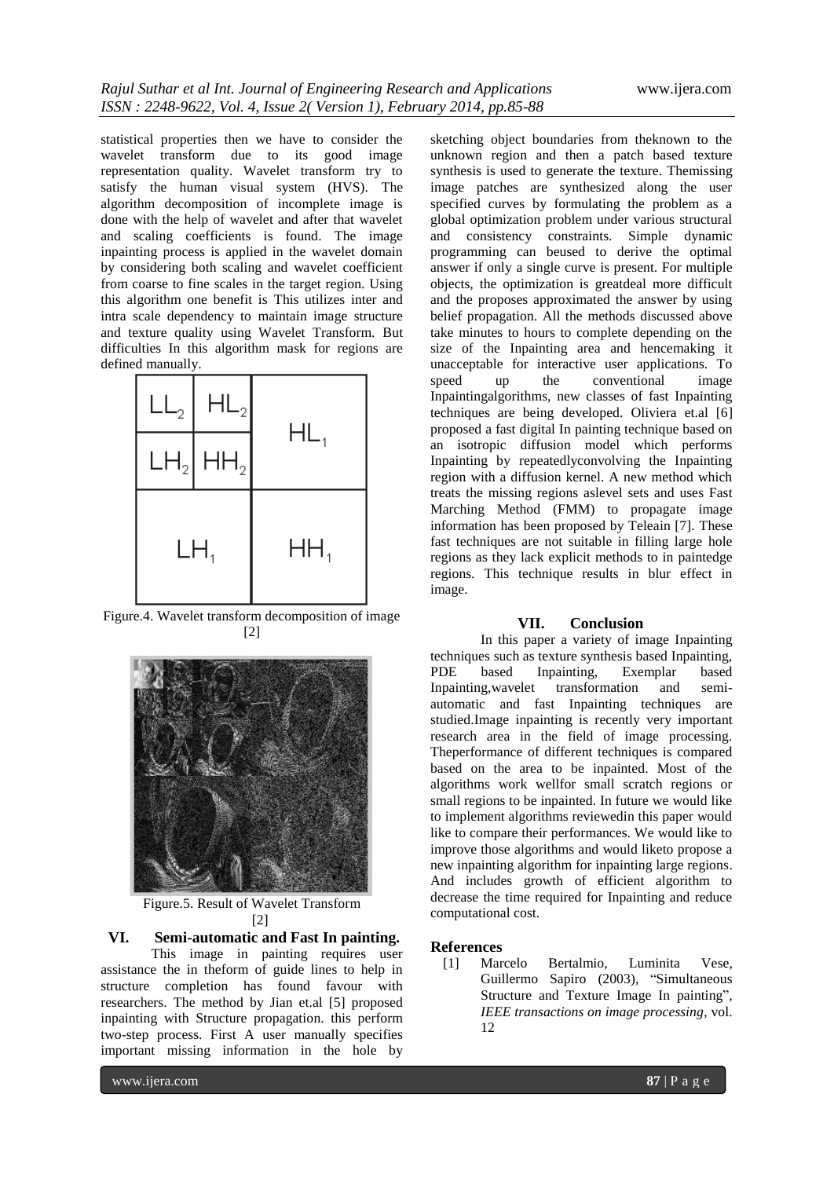statistical properties then we have to consider the wavelet transform due to its good image representation quality. Wavelet transform try to satisfy the human visual system (HVS). The algorithm decomposition of incomplete image is done with the help of wavelet and after that wavelet and scaling coefficients is found. The image inpainting process is applied in the wavelet domain by considering both scaling and wavelet coefficient from coarse to fine scales in the target region. Using this algorithm one benefit is This utilizes inter and intra scale dependency to maintain image structure and texture quality using Wavelet Transform. But difficulties In this algorithm mask for regions are defined manually.

| $LL_2$ | $HL_2$ | $HL_1$ |
|---|---|---|
| $LH_2$ | $HH_2$ | |
| $LH_1$ | | $HH_1$ |

Figure.4. Wavelet transform decomposition of image [2]

Figure.5. Result of Wavelet Transform [2]

## VI. Semi-automatic and Fast In painting.

This image in painting requires user assistance the in theform of guide lines to help in structure completion has found favour with researchers. The method by Jian et.al [5] proposed inpainting with Structure propagation. this perform two-step process. First A user manually specifies important missing information in the hole by sketching object boundaries from theknown to the unknown region and then a patch based texture synthesis is used to generate the texture. Themissing image patches are synthesized along the user specified curves by formulating the problem as a global optimization problem under various structural and consistency constraints. Simple dynamic programming can beused to derive the optimal answer if only a single curve is present. For multiple objects, the optimization is greatdeal more difficult and the proposes approximated the answer by using belief propagation. All the methods discussed above take minutes to hours to complete depending on the size of the Inpainting area and hencemaking it unacceptable for interactive user applications. To speed up the conventional image Inpaintingalgorithms, new classes of fast Inpainting techniques are being developed. Oliviera et.al [6] proposed a fast digital In painting technique based on an isotropic diffusion model which performs Inpainting by repeatedlyconvolving the Inpainting region with a diffusion kernel. A new method which treats the missing regions aslevel sets and uses Fast Marching Method (FMM) to propagate image information has been proposed by Teleain [7]. These fast techniques are not suitable in filling large hole regions as they lack explicit methods to in paintedge regions. This technique results in blur effect in image.

## VII. Conclusion

In this paper a variety of image Inpainting techniques such as texture synthesis based Inpainting, PDE based Inpainting, Exemplar based Inpainting,wavelet transformation and semi-automatic and fast Inpainting techniques are studied.Image inpainting is recently very important research area in the field of image processing. Theperformance of different techniques is compared based on the area to be inpainted. Most of the algorithms work wellfor small scratch regions or small regions to be inpainted. In future we would like to implement algorithms reviewedin this paper would like to compare their performances. We would like to improve those algorithms and would liketo propose a new inpainting algorithm for inpainting large regions. And includes growth of efficient algorithm to decrease the time required for Inpainting and reduce computational cost.

## References

[1] Marcelo Bertalmio, Luminita Vese, Guillermo Sapiro (2003), "Simultaneous Structure and Texture Image In painting", *IEEE transactions on image processing*, vol. 12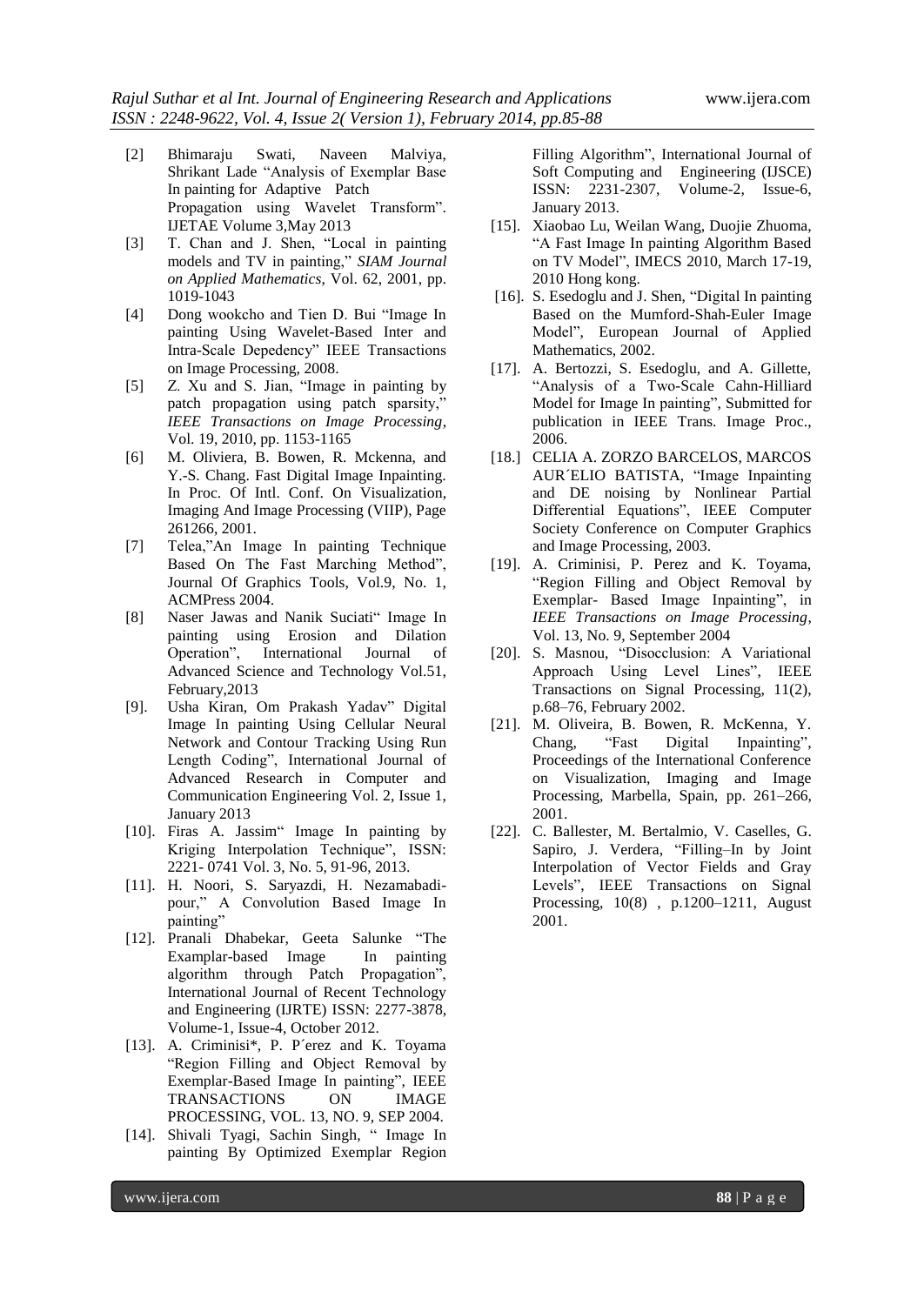[2] Bhimaraju Swati, Naveen Malviya, Shrikant Lade "Analysis of Exemplar Base In painting for Adaptive Patch Propagation using Wavelet Transform". IJETAE Volume 3,May 2013

[3] T. Chan and J. Shen, "Local in painting models and TV in painting," *SIAM Journal on Applied Mathematics*, Vol. 62, 2001, pp. 1019-1043

[4] Dong wookcho and Tien D. Bui "Image In painting Using Wavelet-Based Inter and Intra-Scale Depedency" IEEE Transactions on Image Processing, 2008.

[5] Z. Xu and S. Jian, "Image in painting by patch propagation using patch sparsity," *IEEE Transactions on Image Processing*, Vol. 19, 2010, pp. 1153-1165

[6] M. Oliviera, B. Bowen, R. Mckenna, and Y.-S. Chang. Fast Digital Image Inpainting. In Proc. Of Intl. Conf. On Visualization, Imaging And Image Processing (VIIP), Page 261266, 2001.

[7] Telea,"An Image In painting Technique Based On The Fast Marching Method", Journal Of Graphics Tools, Vol.9, No. 1, ACMPress 2004.

[8] Naser Jawas and Nanik Suciati" Image In painting using Erosion and Dilation Operation", International Journal of Advanced Science and Technology Vol.51, February,2013

[9]. Usha Kiran, Om Prakash Yadav" Digital Image In painting Using Cellular Neural Network and Contour Tracking Using Run Length Coding", International Journal of Advanced Research in Computer and Communication Engineering Vol. 2, Issue 1, January 2013

[10]. Firas A. Jassim" Image In painting by Kriging Interpolation Technique", ISSN: 2221- 0741 Vol. 3, No. 5, 91-96, 2013.

[11]. H. Noori, S. Saryazdi, H. Nezamabadi-pour," A Convolution Based Image In painting"

[12]. Pranali Dhabekar, Geeta Salunke "The Examplar-based Image In painting algorithm through Patch Propagation", International Journal of Recent Technology and Engineering (IJRTE) ISSN: 2277-3878, Volume-1, Issue-4, October 2012.

[13]. A. Criminisi*, P. P´erez and K. Toyama "Region Filling and Object Removal by Exemplar-Based Image In painting", IEEE TRANSACTIONS ON IMAGE PROCESSING, VOL. 13, NO. 9, SEP 2004.

[14]. Shivali Tyagi, Sachin Singh, " Image In painting By Optimized Exemplar Region Filling Algorithm", International Journal of Soft Computing and Engineering (IJSCE) ISSN: 2231-2307, Volume-2, Issue-6, January 2013.

[15]. Xiaobao Lu, Weilan Wang, Duojie Zhuoma, "A Fast Image In painting Algorithm Based on TV Model", IMECS 2010, March 17-19, 2010 Hong kong.

[16]. S. Esedoglu and J. Shen, "Digital In painting Based on the Mumford-Shah-Euler Image Model", European Journal of Applied Mathematics, 2002.

[17]. A. Bertozzi, S. Esedoglu, and A. Gillette, "Analysis of a Two-Scale Cahn-Hilliard Model for Image In painting", Submitted for publication in IEEE Trans. Image Proc., 2006.

[18.] CELIA A. ZORZO BARCELOS, MARCOS AUR´ELIO BATISTA, "Image Inpainting and DE noising by Nonlinear Partial Differential Equations", IEEE Computer Society Conference on Computer Graphics and Image Processing, 2003.

[19]. A. Criminisi, P. Perez and K. Toyama, "Region Filling and Object Removal by Exemplar- Based Image Inpainting", in *IEEE Transactions on Image Processing*, Vol. 13, No. 9, September 2004

[20]. S. Masnou, "Disocclusion: A Variational Approach Using Level Lines", IEEE Transactions on Signal Processing, 11(2), p.68–76, February 2002.

[21]. M. Oliveira, B. Bowen, R. McKenna, Y. Chang, "Fast Digital Inpainting", Proceedings of the International Conference on Visualization, Imaging and Image Processing, Marbella, Spain, pp. 261–266, 2001.

[22]. C. Ballester, M. Bertalmio, V. Caselles, G. Sapiro, J. Verdera, "Filling–In by Joint Interpolation of Vector Fields and Gray Levels", IEEE Transactions on Signal Processing, 10(8) , p.1200–1211, August 2001.